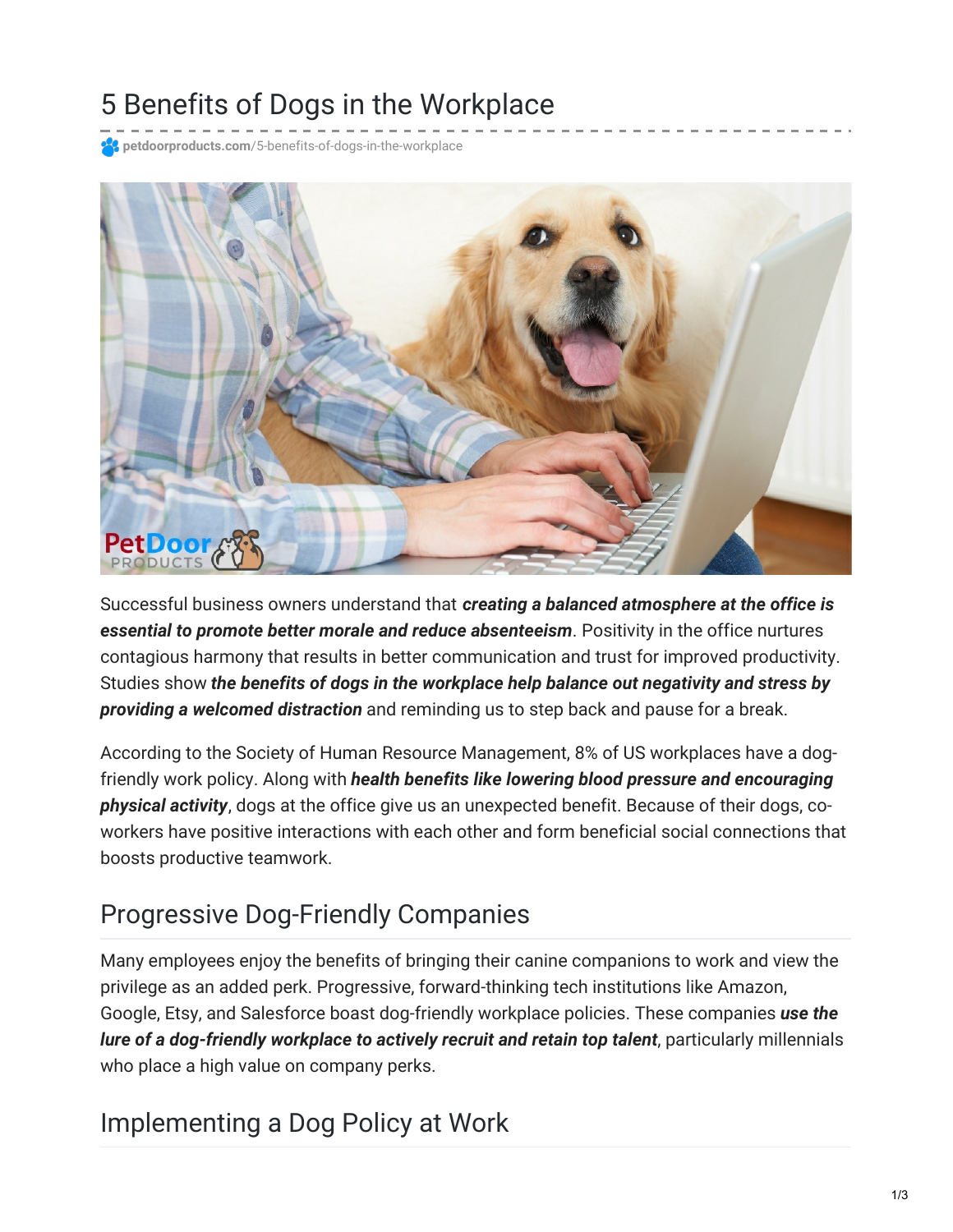# 5 Benefits of Dogs in the Workplace

petdoorproducts.com/5-benefits-of-dogs-in-the-workplace

Successful business owners understand that ***creating a balanced atmosphere at the office is essential to promote better morale and reduce absenteeism***. Positivity in the office nurtures contagious harmony that results in better communication and trust for improved productivity. Studies show ***the benefits of dogs in the workplace help balance out negativity and stress by providing a welcomed distraction*** and reminding us to step back and pause for a break.

According to the Society of Human Resource Management, 8% of US workplaces have a dog-friendly work policy. Along with ***health benefits like lowering blood pressure and encouraging physical activity***, dogs at the office give us an unexpected benefit. Because of their dogs, co-workers have positive interactions with each other and form beneficial social connections that boosts productive teamwork.

## Progressive Dog-Friendly Companies

Many employees enjoy the benefits of bringing their canine companions to work and view the privilege as an added perk. Progressive, forward-thinking tech institutions like Amazon, Google, Etsy, and Salesforce boast dog-friendly workplace policies. These companies ***use the lure of a dog-friendly workplace to actively recruit and retain top talent***, particularly millennials who place a high value on company perks.

## Implementing a Dog Policy at Work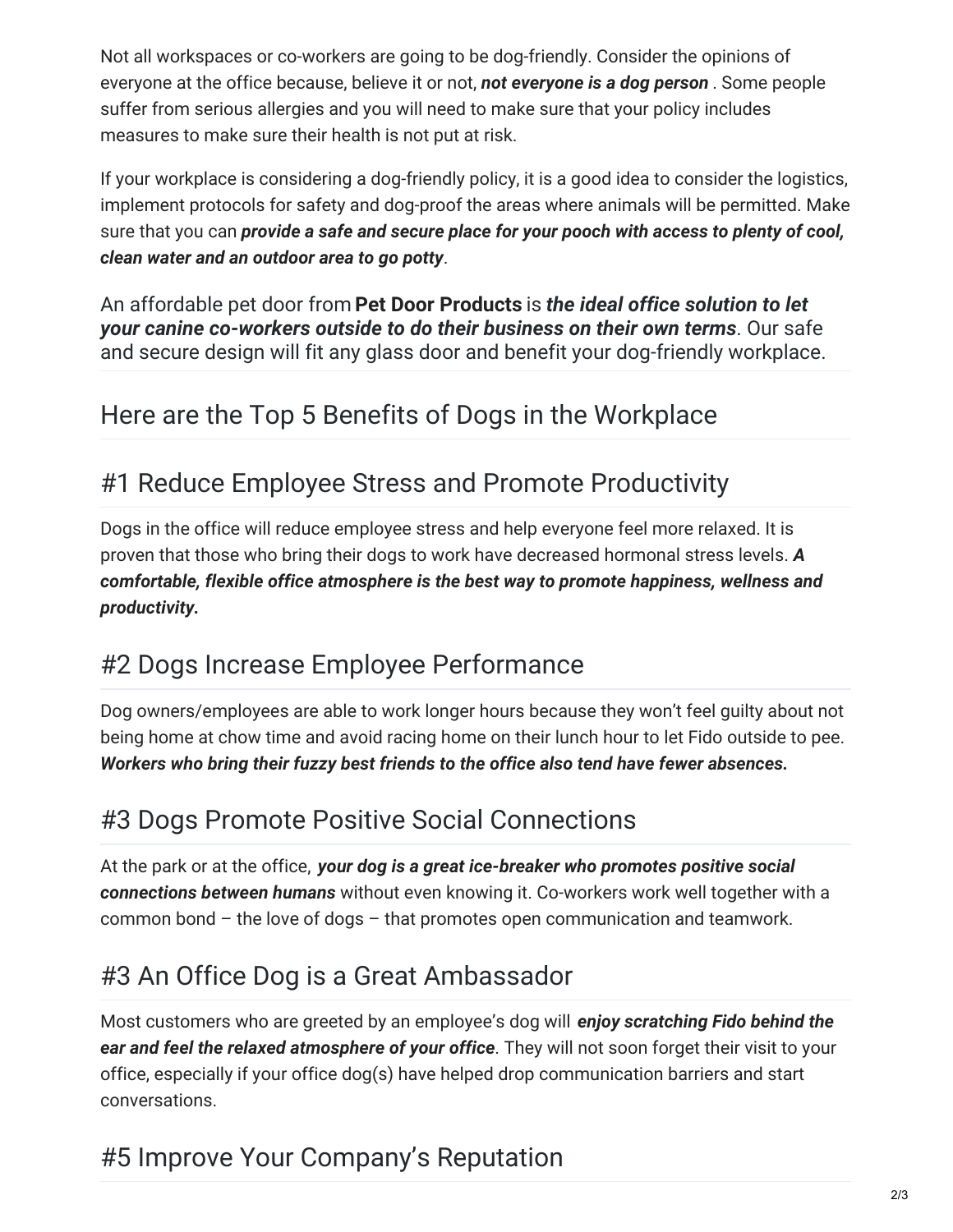Not all workspaces or co-workers are going to be dog-friendly. Consider the opinions of everyone at the office because, believe it or not, ***not everyone is a dog person*** . Some people suffer from serious allergies and you will need to make sure that your policy includes measures to make sure their health is not put at risk.

If your workplace is considering a dog-friendly policy, it is a good idea to consider the logistics, implement protocols for safety and dog-proof the areas where animals will be permitted. Make sure that you can ***provide a safe and secure place for your pooch with access to plenty of cool, clean water and an outdoor area to go potty***.

An affordable pet door from **Pet Door Products** is ***the ideal office solution to let your canine co-workers outside to do their business on their own terms***. Our safe and secure design will fit any glass door and benefit your dog-friendly workplace.

## Here are the Top 5 Benefits of Dogs in the Workplace

## #1 Reduce Employee Stress and Promote Productivity

Dogs in the office will reduce employee stress and help everyone feel more relaxed. It is proven that those who bring their dogs to work have decreased hormonal stress levels. ***A comfortable, flexible office atmosphere is the best way to promote happiness, wellness and productivity.***

## #2 Dogs Increase Employee Performance

Dog owners/employees are able to work longer hours because they won't feel guilty about not being home at chow time and avoid racing home on their lunch hour to let Fido outside to pee. ***Workers who bring their fuzzy best friends to the office also tend have fewer absences.***

## #3 Dogs Promote Positive Social Connections

At the park or at the office, ***your dog is a great ice-breaker who promotes positive social connections between humans*** without even knowing it. Co-workers work well together with a common bond – the love of dogs – that promotes open communication and teamwork.

## #3 An Office Dog is a Great Ambassador

Most customers who are greeted by an employee's dog will ***enjoy scratching Fido behind the ear and feel the relaxed atmosphere of your office***. They will not soon forget their visit to your office, especially if your office dog(s) have helped drop communication barriers and start conversations.

## #5 Improve Your Company's Reputation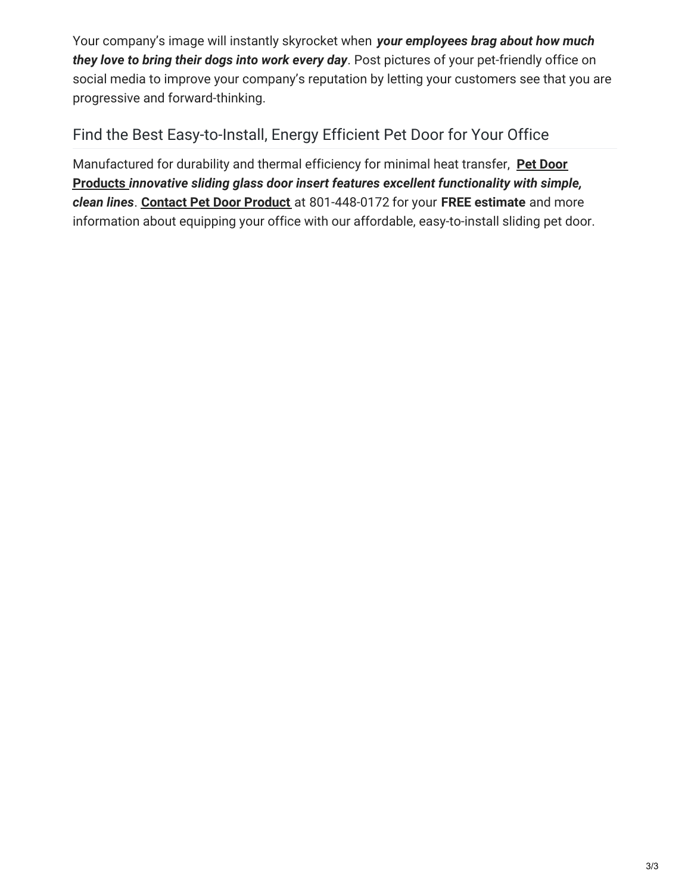Your company's image will instantly skyrocket when ***your employees brag about how much they love to bring their dogs into work every day***. Post pictures of your pet-friendly office on social media to improve your company's reputation by letting your customers see that you are progressive and forward-thinking.

## Find the Best Easy-to-Install, Energy Efficient Pet Door for Your Office

Manufactured for durability and thermal efficiency for minimal heat transfer, **Pet Door Products** ***innovative sliding glass door insert features excellent functionality with simple, clean lines***. **Contact Pet Door Product** at 801-448-0172 for your **FREE estimate** and more information about equipping your office with our affordable, easy-to-install sliding pet door.